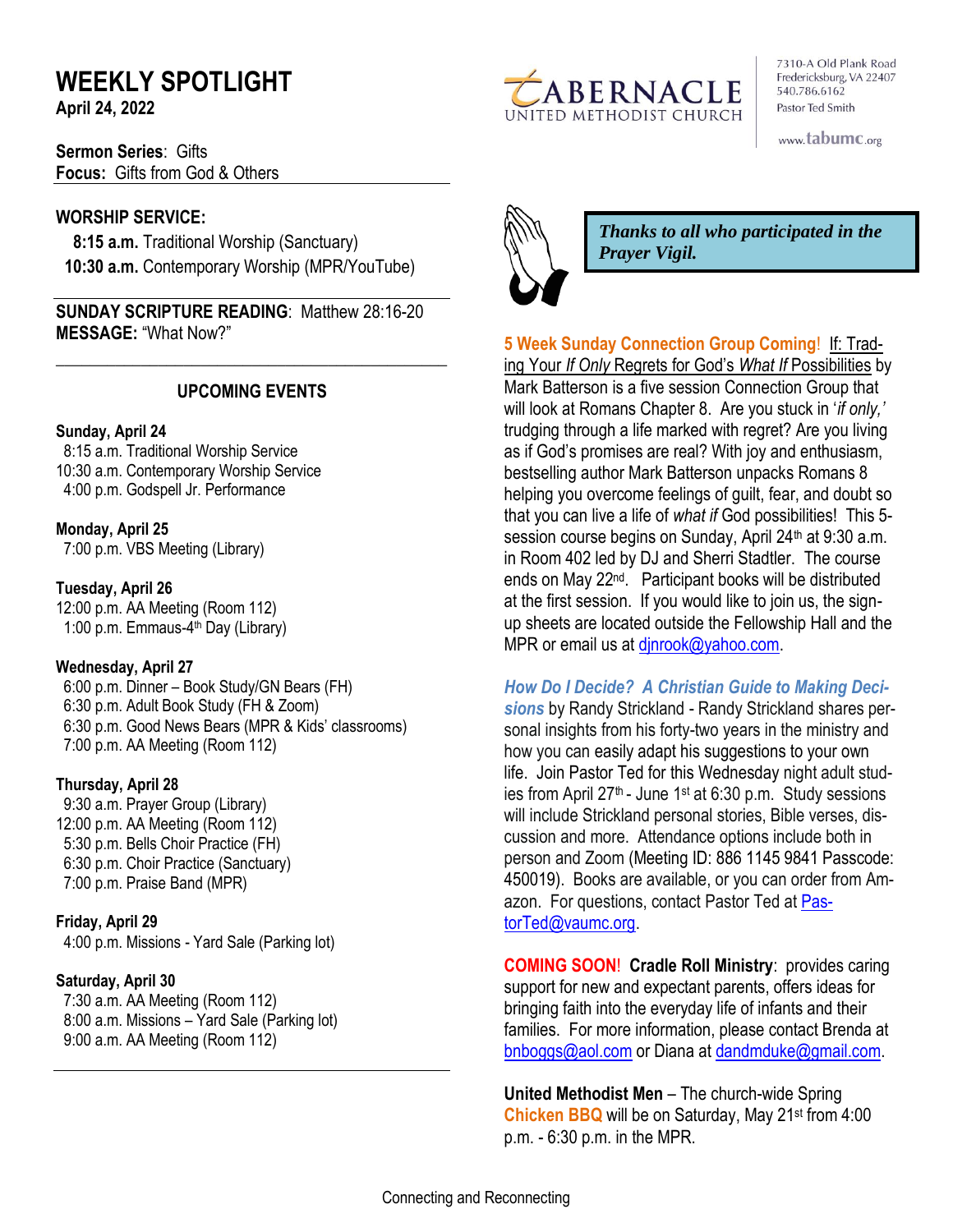# WEEKLY SPOTLIGHT

**April 24, 2022**

TABERNACLE UNITED METHODIST CHURCH

7310-A Old Plank Road
Fredericksburg, VA 22407
540.786.6162
Pastor Ted Smith

www.tabumc.org

**Sermon Series**: Gifts
**Focus:** Gifts from God & Others

**WORSHIP SERVICE:**

**8:15 a.m.** Traditional Worship (Sanctuary)
**10:30 a.m.** Contemporary Worship (MPR/YouTube)

**SUNDAY SCRIPTURE READING**: Matthew 28:16-20
**MESSAGE:** "What Now?"

## UPCOMING EVENTS

**Sunday, April 24**
8:15 a.m. Traditional Worship Service
10:30 a.m. Contemporary Worship Service
4:00 p.m. Godspell Jr. Performance

**Monday, April 25**
7:00 p.m. VBS Meeting (Library)

**Tuesday, April 26**
12:00 p.m. AA Meeting (Room 112)
1:00 p.m. Emmaus-4th Day (Library)

**Wednesday, April 27**
6:00 p.m. Dinner – Book Study/GN Bears (FH)
6:30 p.m. Adult Book Study (FH & Zoom)
6:30 p.m. Good News Bears (MPR & Kids' classrooms)
7:00 p.m. AA Meeting (Room 112)

**Thursday, April 28**
9:30 a.m. Prayer Group (Library)
12:00 p.m. AA Meeting (Room 112)
5:30 p.m. Bells Choir Practice (FH)
6:30 p.m. Choir Practice (Sanctuary)
7:00 p.m. Praise Band (MPR)

**Friday, April 29**
4:00 p.m. Missions - Yard Sale (Parking lot)

**Saturday, April 30**
7:30 a.m. AA Meeting (Room 112)
8:00 a.m. Missions – Yard Sale (Parking lot)
9:00 a.m. AA Meeting (Room 112)

***Thanks to all who participated in the Prayer Vigil.***

**5 Week Sunday Connection Group Coming!** If: Trading Your *If Only* Regrets for God's *What If* Possibilities by Mark Batterson is a five session Connection Group that will look at Romans Chapter 8. Are you stuck in '*if only,'* trudging through a life marked with regret? Are you living as if God's promises are real? With joy and enthusiasm, bestselling author Mark Batterson unpacks Romans 8 helping you overcome feelings of guilt, fear, and doubt so that you can live a life of *what if* God possibilities! This 5-session course begins on Sunday, April 24th at 9:30 a.m. in Room 402 led by DJ and Sherri Stadtler. The course ends on May 22nd. Participant books will be distributed at the first session. If you would like to join us, the sign-up sheets are located outside the Fellowship Hall and the MPR or email us at djnrook@yahoo.com.

***How Do I Decide? A Christian Guide to Making Decisions*** by Randy Strickland - Randy Strickland shares personal insights from his forty-two years in the ministry and how you can easily adapt his suggestions to your own life. Join Pastor Ted for this Wednesday night adult studies from April 27th - June 1st at 6:30 p.m. Study sessions will include Strickland personal stories, Bible verses, discussion and more. Attendance options include both in person and Zoom (Meeting ID: 886 1145 9841 Passcode: 450019). Books are available, or you can order from Amazon. For questions, contact Pastor Ted at PastorTed@vaumc.org.

**COMING SOON! Cradle Roll Ministry**: provides caring support for new and expectant parents, offers ideas for bringing faith into the everyday life of infants and their families. For more information, please contact Brenda at bnboggs@aol.com or Diana at dandmduke@gmail.com.

**United Methodist Men** – The church-wide Spring **Chicken BBQ** will be on Saturday, May 21st from 4:00 p.m. - 6:30 p.m. in the MPR.

Connecting and Reconnecting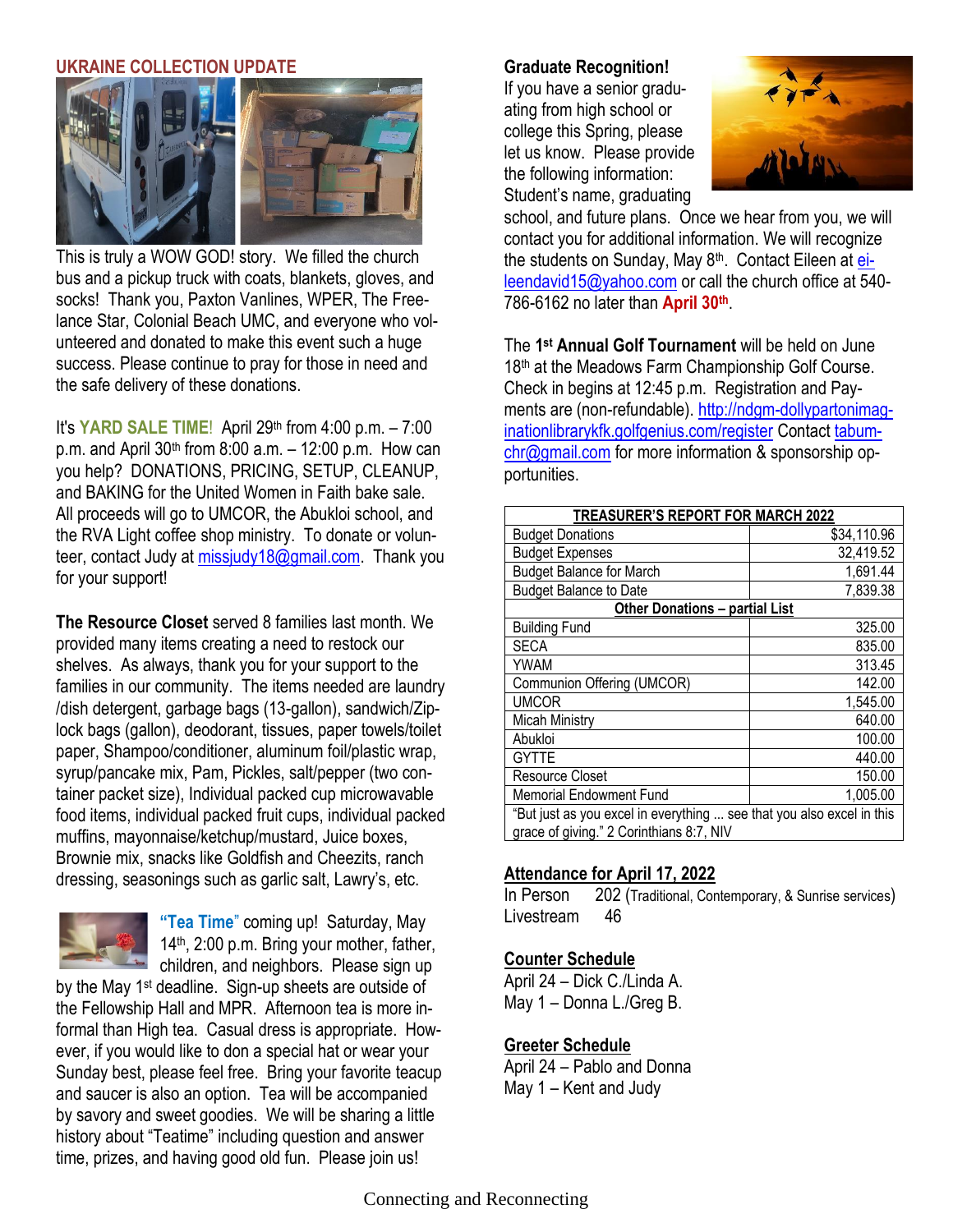## UKRAINE COLLECTION UPDATE

This is truly a WOW GOD! story. We filled the church bus and a pickup truck with coats, blankets, gloves, and socks! Thank you, Paxton Vanlines, WPER, The Freelance Star, Colonial Beach UMC, and everyone who volunteered and donated to make this event such a huge success. Please continue to pray for those in need and the safe delivery of these donations.

It's **YARD SALE TIME**! April 29th from 4:00 p.m. – 7:00 p.m. and April 30th from 8:00 a.m. – 12:00 p.m. How can you help? DONATIONS, PRICING, SETUP, CLEANUP, and BAKING for the United Women in Faith bake sale. All proceeds will go to UMCOR, the Abukloi school, and the RVA Light coffee shop ministry. To donate or volunteer, contact Judy at missjudy18@gmail.com. Thank you for your support!

**The Resource Closet** served 8 families last month. We provided many items creating a need to restock our shelves. As always, thank you for your support to the families in our community. The items needed are laundry /dish detergent, garbage bags (13-gallon), sandwich/Ziplock bags (gallon), deodorant, tissues, paper towels/toilet paper, Shampoo/conditioner, aluminum foil/plastic wrap, syrup/pancake mix, Pam, Pickles, salt/pepper (two container packet size), Individual packed cup microwavable food items, individual packed fruit cups, individual packed muffins, mayonnaise/ketchup/mustard, Juice boxes, Brownie mix, snacks like Goldfish and Cheezits, ranch dressing, seasonings such as garlic salt, Lawry's, etc.

**"Tea Time"** coming up! Saturday, May 14th, 2:00 p.m. Bring your mother, father, children, and neighbors. Please sign up by the May 1st deadline. Sign-up sheets are outside of the Fellowship Hall and MPR. Afternoon tea is more informal than High tea. Casual dress is appropriate. However, if you would like to don a special hat or wear your Sunday best, please feel free. Bring your favorite teacup and saucer is also an option. Tea will be accompanied by savory and sweet goodies. We will be sharing a little history about "Teatime" including question and answer time, prizes, and having good old fun. Please join us!

**Graduate Recognition!**
If you have a senior graduating from high school or college this Spring, please let us know. Please provide the following information: Student's name, graduating school, and future plans. Once we hear from you, we will contact you for additional information. We will recognize the students on Sunday, May 8th. Contact Eileen at eileendavid15@yahoo.com or call the church office at 540-786-6162 no later than **April 30th**.

The **1st Annual Golf Tournament** will be held on June 18th at the Meadows Farm Championship Golf Course. Check in begins at 12:45 p.m. Registration and Payments are (non-refundable). http://ndgm-dollypartonimaginationlibrarykfk.golfgenius.com/register Contact tabumchr@gmail.com for more information & sponsorship opportunities.

| TREASURER'S REPORT FOR MARCH 2022 | |
|---|---|
| Budget Donations | $34,110.96 |
| Budget Expenses | 32,419.52 |
| Budget Balance for March | 1,691.44 |
| Budget Balance to Date | 7,839.38 |
| **Other Donations – partial List** | |
| Building Fund | 325.00 |
| SECA | 835.00 |
| YWAM | 313.45 |
| Communion Offering (UMCOR) | 142.00 |
| UMCOR | 1,545.00 |
| Micah Ministry | 640.00 |
| Abukloi | 100.00 |
| GYTTE | 440.00 |
| Resource Closet | 150.00 |
| Memorial Endowment Fund | 1,005.00 |
| "But just as you excel in everything ... see that you also excel in this grace of giving." 2 Corinthians 8:7, NIV | |

**Attendance for April 17, 2022**
In Person 202 (Traditional, Contemporary, & Sunrise services)
Livestream 46

**Counter Schedule**
April 24 – Dick C./Linda A.
May 1 – Donna L./Greg B.

**Greeter Schedule**
April 24 – Pablo and Donna
May 1 – Kent and Judy

Connecting and Reconnecting